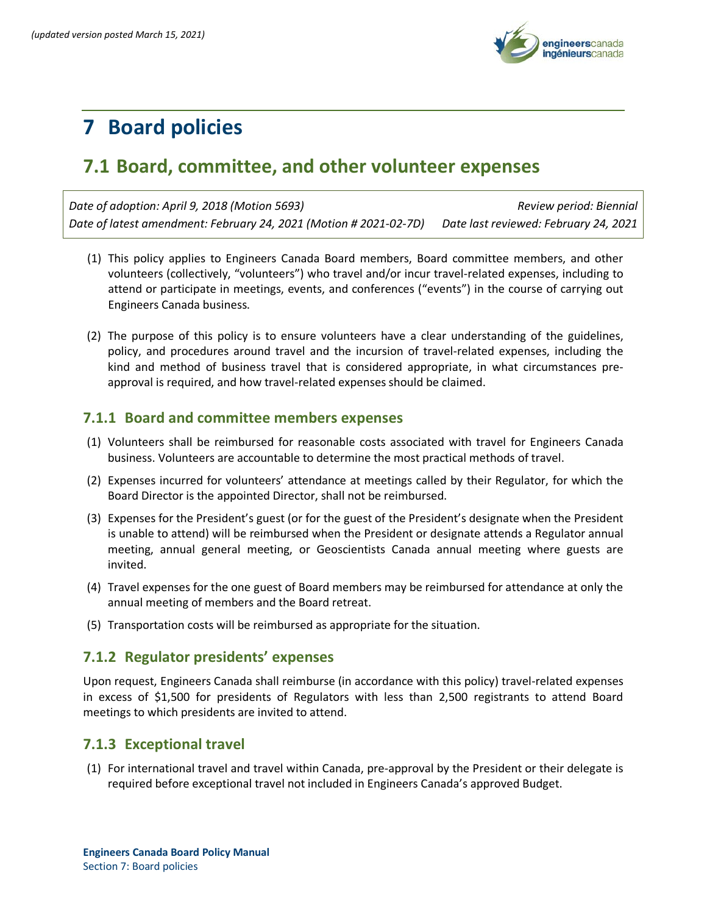*(updated version posted March 15, 2021)*

# 7 Board policies

## 7.1 Board, committee, and other volunteer expenses

| *Date of adoption: April 9, 2018 (Motion 5693)* | *Review period: Biennial* |
|---|---|
| *Date of latest amendment: February 24, 2021 (Motion # 2021-02-7D)* | *Date last reviewed: February 24, 2021* |

(1) This policy applies to Engineers Canada Board members, Board committee members, and other volunteers (collectively, "volunteers") who travel and/or incur travel-related expenses, including to attend or participate in meetings, events, and conferences ("events") in the course of carrying out Engineers Canada business.

(2) The purpose of this policy is to ensure volunteers have a clear understanding of the guidelines, policy, and procedures around travel and the incursion of travel-related expenses, including the kind and method of business travel that is considered appropriate, in what circumstances pre-approval is required, and how travel-related expenses should be claimed.

### 7.1.1 Board and committee members expenses

(1) Volunteers shall be reimbursed for reasonable costs associated with travel for Engineers Canada business. Volunteers are accountable to determine the most practical methods of travel.

(2) Expenses incurred for volunteers' attendance at meetings called by their Regulator, for which the Board Director is the appointed Director, shall not be reimbursed.

(3) Expenses for the President's guest (or for the guest of the President's designate when the President is unable to attend) will be reimbursed when the President or designate attends a Regulator annual meeting, annual general meeting, or Geoscientists Canada annual meeting where guests are invited.

(4) Travel expenses for the one guest of Board members may be reimbursed for attendance at only the annual meeting of members and the Board retreat.

(5) Transportation costs will be reimbursed as appropriate for the situation.

### 7.1.2 Regulator presidents' expenses

Upon request, Engineers Canada shall reimburse (in accordance with this policy) travel-related expenses in excess of $1,500 for presidents of Regulators with less than 2,500 registrants to attend Board meetings to which presidents are invited to attend.

### 7.1.3 Exceptional travel

(1) For international travel and travel within Canada, pre-approval by the President or their delegate is required before exceptional travel not included in Engineers Canada's approved Budget.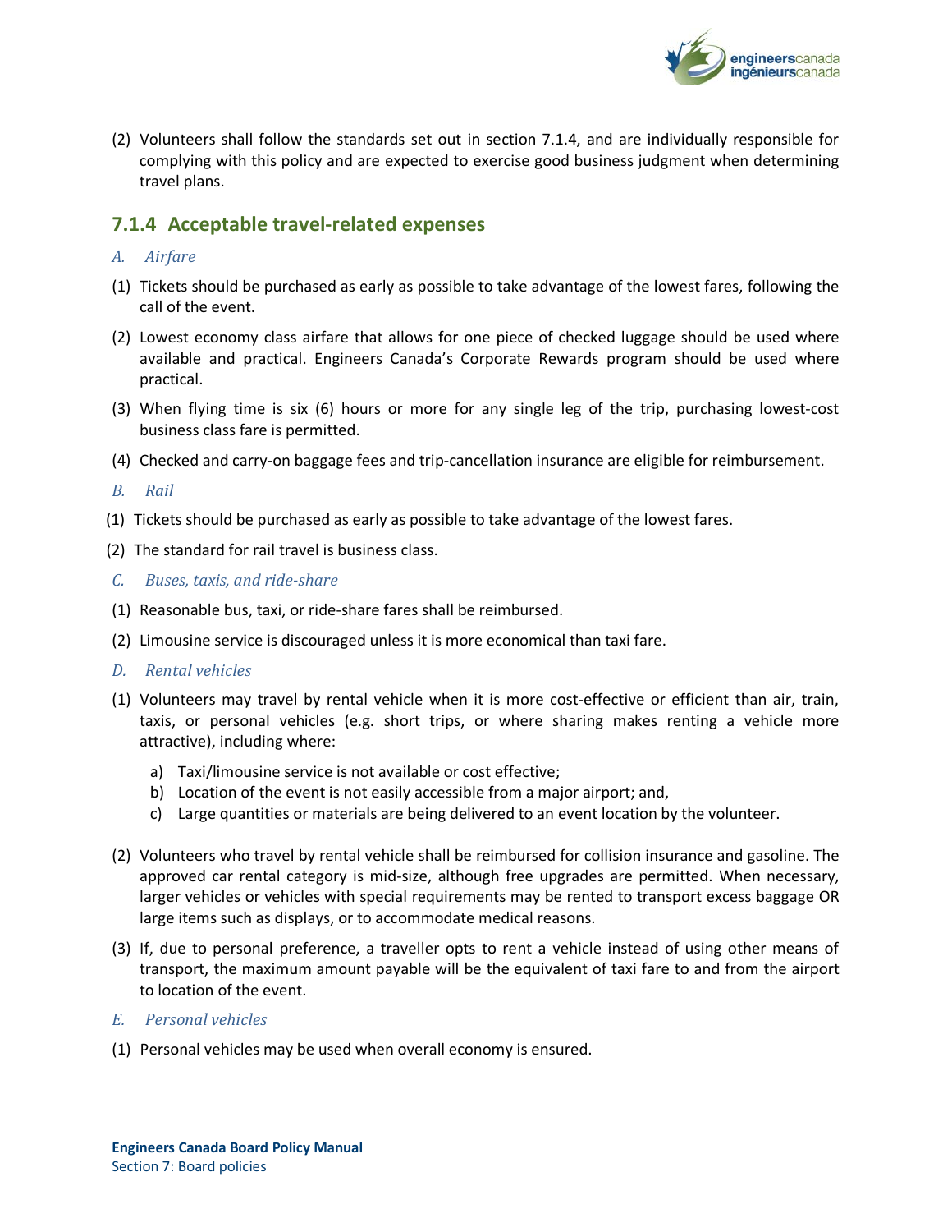(2) Volunteers shall follow the standards set out in section 7.1.4, and are individually responsible for complying with this policy and are expected to exercise good business judgment when determining travel plans.

### 7.1.4 Acceptable travel-related expenses

*A. Airfare*

(1) Tickets should be purchased as early as possible to take advantage of the lowest fares, following the call of the event.

(2) Lowest economy class airfare that allows for one piece of checked luggage should be used where available and practical. Engineers Canada's Corporate Rewards program should be used where practical.

(3) When flying time is six (6) hours or more for any single leg of the trip, purchasing lowest-cost business class fare is permitted.

(4) Checked and carry-on baggage fees and trip-cancellation insurance are eligible for reimbursement.

*B. Rail*

(1) Tickets should be purchased as early as possible to take advantage of the lowest fares.

(2) The standard for rail travel is business class.

*C. Buses, taxis, and ride-share*

(1) Reasonable bus, taxi, or ride-share fares shall be reimbursed.

(2) Limousine service is discouraged unless it is more economical than taxi fare.

*D. Rental vehicles*

(1) Volunteers may travel by rental vehicle when it is more cost-effective or efficient than air, train, taxis, or personal vehicles (e.g. short trips, or where sharing makes renting a vehicle more attractive), including where:

   a) Taxi/limousine service is not available or cost effective;
   b) Location of the event is not easily accessible from a major airport; and,
   c) Large quantities or materials are being delivered to an event location by the volunteer.

(2) Volunteers who travel by rental vehicle shall be reimbursed for collision insurance and gasoline. The approved car rental category is mid-size, although free upgrades are permitted. When necessary, larger vehicles or vehicles with special requirements may be rented to transport excess baggage OR large items such as displays, or to accommodate medical reasons.

(3) If, due to personal preference, a traveller opts to rent a vehicle instead of using other means of transport, the maximum amount payable will be the equivalent of taxi fare to and from the airport to location of the event.

*E. Personal vehicles*

(1) Personal vehicles may be used when overall economy is ensured.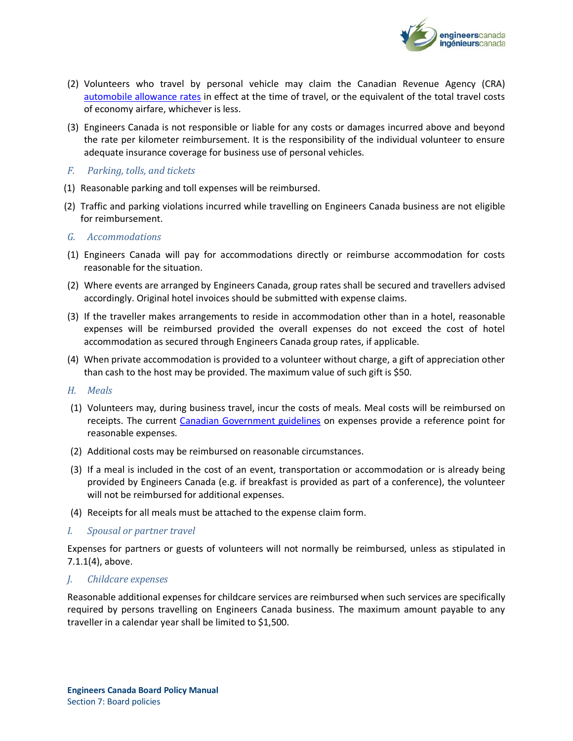(2) Volunteers who travel by personal vehicle may claim the Canadian Revenue Agency (CRA) [automobile allowance rates](#) in effect at the time of travel, or the equivalent of the total travel costs of economy airfare, whichever is less.

(3) Engineers Canada is not responsible or liable for any costs or damages incurred above and beyond the rate per kilometer reimbursement. It is the responsibility of the individual volunteer to ensure adequate insurance coverage for business use of personal vehicles.

### *F. Parking, tolls, and tickets*

(1) Reasonable parking and toll expenses will be reimbursed.

(2) Traffic and parking violations incurred while travelling on Engineers Canada business are not eligible for reimbursement.

### *G. Accommodations*

(1) Engineers Canada will pay for accommodations directly or reimburse accommodation for costs reasonable for the situation.

(2) Where events are arranged by Engineers Canada, group rates shall be secured and travellers advised accordingly. Original hotel invoices should be submitted with expense claims.

(3) If the traveller makes arrangements to reside in accommodation other than in a hotel, reasonable expenses will be reimbursed provided the overall expenses do not exceed the cost of hotel accommodation as secured through Engineers Canada group rates, if applicable.

(4) When private accommodation is provided to a volunteer without charge, a gift of appreciation other than cash to the host may be provided. The maximum value of such gift is $50.

### *H. Meals*

(1) Volunteers may, during business travel, incur the costs of meals. Meal costs will be reimbursed on receipts. The current [Canadian Government guidelines](#) on expenses provide a reference point for reasonable expenses.

(2) Additional costs may be reimbursed on reasonable circumstances.

(3) If a meal is included in the cost of an event, transportation or accommodation or is already being provided by Engineers Canada (e.g. if breakfast is provided as part of a conference), the volunteer will not be reimbursed for additional expenses.

(4) Receipts for all meals must be attached to the expense claim form.

### *I. Spousal or partner travel*

Expenses for partners or guests of volunteers will not normally be reimbursed, unless as stipulated in 7.1.1(4), above.

### *J. Childcare expenses*

Reasonable additional expenses for childcare services are reimbursed when such services are specifically required by persons travelling on Engineers Canada business. The maximum amount payable to any traveller in a calendar year shall be limited to $1,500.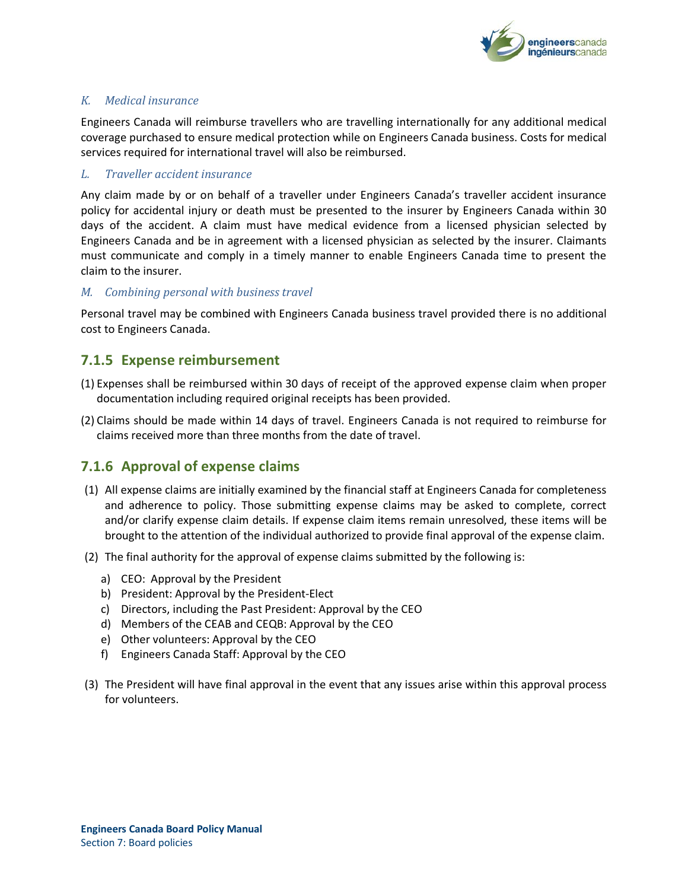*K. Medical insurance*

Engineers Canada will reimburse travellers who are travelling internationally for any additional medical coverage purchased to ensure medical protection while on Engineers Canada business. Costs for medical services required for international travel will also be reimbursed.

*L. Traveller accident insurance*

Any claim made by or on behalf of a traveller under Engineers Canada's traveller accident insurance policy for accidental injury or death must be presented to the insurer by Engineers Canada within 30 days of the accident. A claim must have medical evidence from a licensed physician selected by Engineers Canada and be in agreement with a licensed physician as selected by the insurer. Claimants must communicate and comply in a timely manner to enable Engineers Canada time to present the claim to the insurer.

*M. Combining personal with business travel*

Personal travel may be combined with Engineers Canada business travel provided there is no additional cost to Engineers Canada.

## 7.1.5 Expense reimbursement

(1) Expenses shall be reimbursed within 30 days of receipt of the approved expense claim when proper documentation including required original receipts has been provided.

(2) Claims should be made within 14 days of travel. Engineers Canada is not required to reimburse for claims received more than three months from the date of travel.

## 7.1.6 Approval of expense claims

(1) All expense claims are initially examined by the financial staff at Engineers Canada for completeness and adherence to policy. Those submitting expense claims may be asked to complete, correct and/or clarify expense claim details. If expense claim items remain unresolved, these items will be brought to the attention of the individual authorized to provide final approval of the expense claim.

(2) The final authority for the approval of expense claims submitted by the following is:

   a) CEO: Approval by the President
   b) President: Approval by the President-Elect
   c) Directors, including the Past President: Approval by the CEO
   d) Members of the CEAB and CEQB: Approval by the CEO
   e) Other volunteers: Approval by the CEO
   f) Engineers Canada Staff: Approval by the CEO

(3) The President will have final approval in the event that any issues arise within this approval process for volunteers.